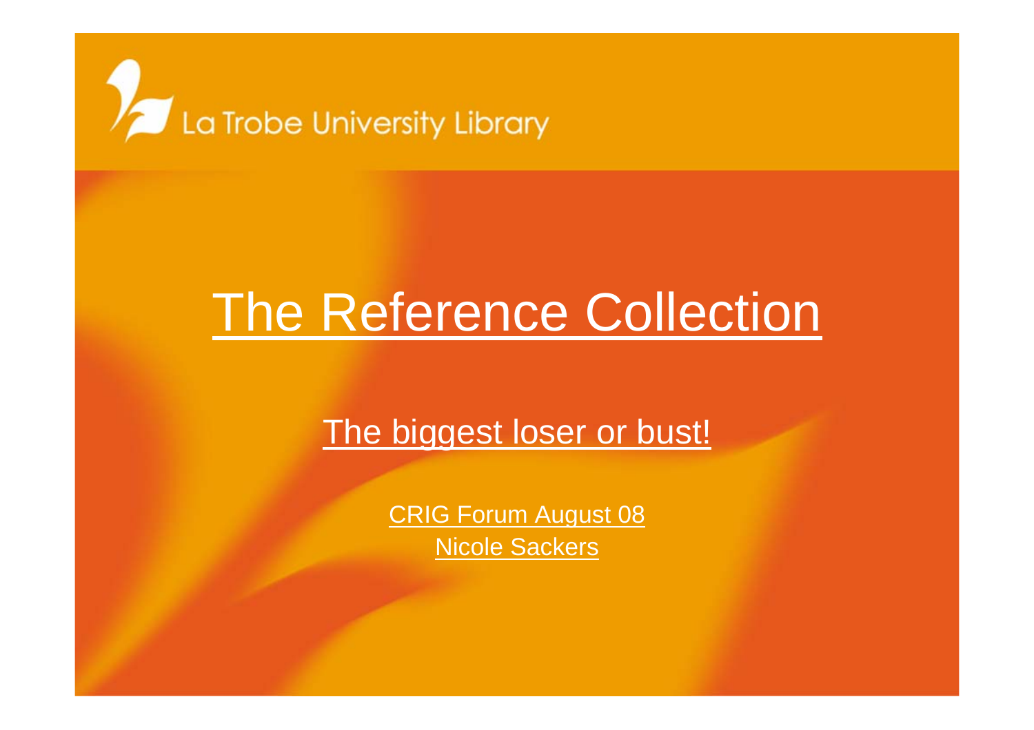La Trobe University Library

# The Reference Collection

## The biggest loser or bust!

CRIG Forum August 08

Nicole Sackers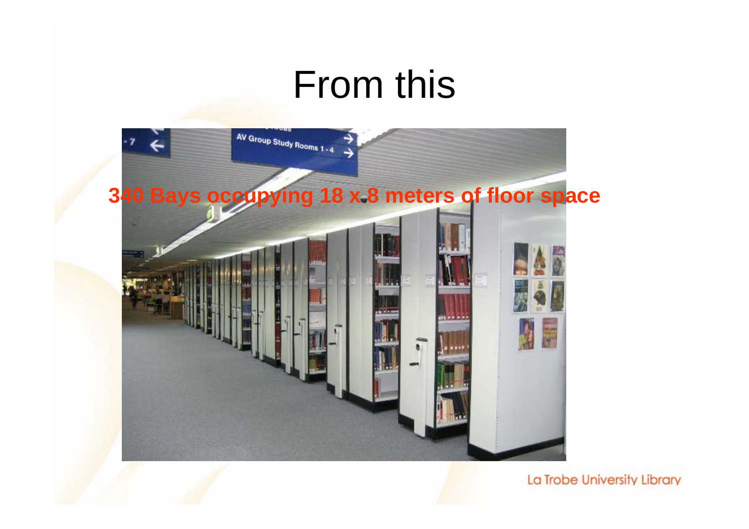# From this

**340 Bays occupying 18 x 8 meters of floor space**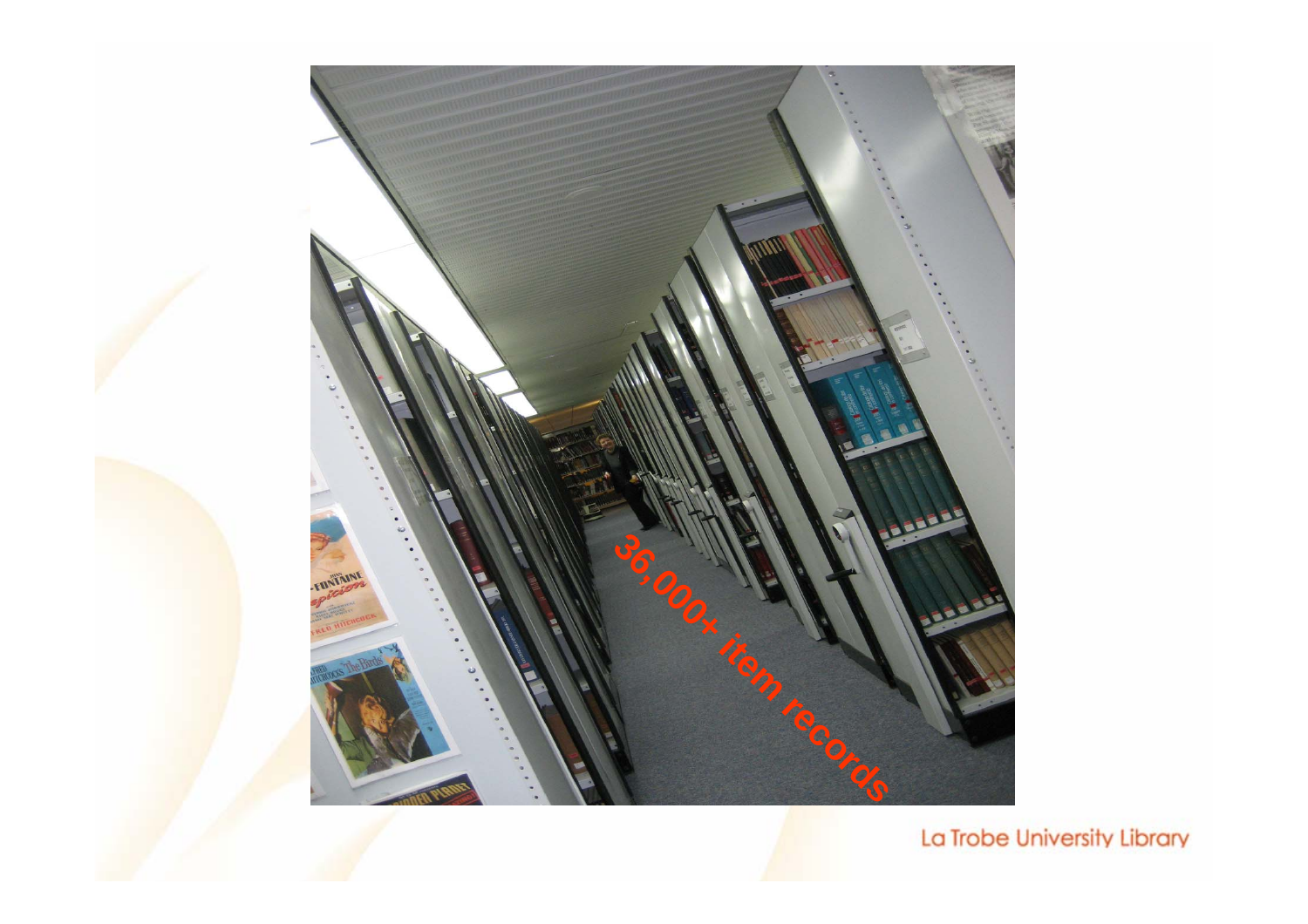36,000+ item records

La Trobe University Library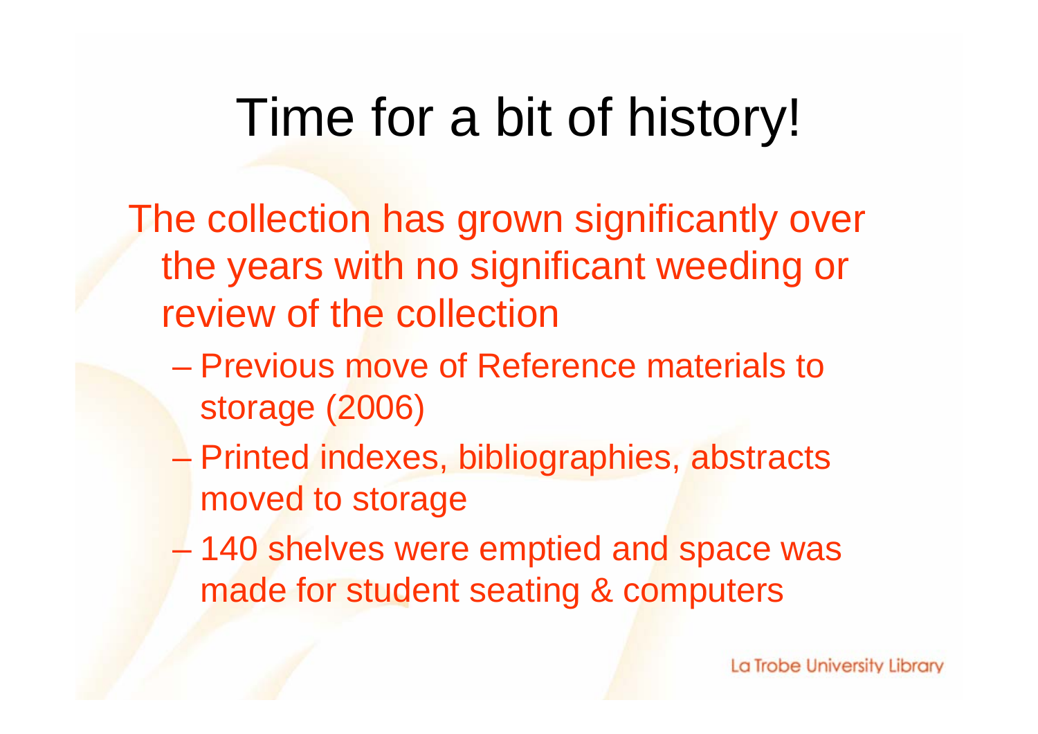# Time for a bit of history!

The collection has grown significantly over the years with no significant weeding or review of the collection

- Previous move of Reference materials to storage (2006)
- Printed indexes, bibliographies, abstracts moved to storage
- 140 shelves were emptied and space was made for student seating & computers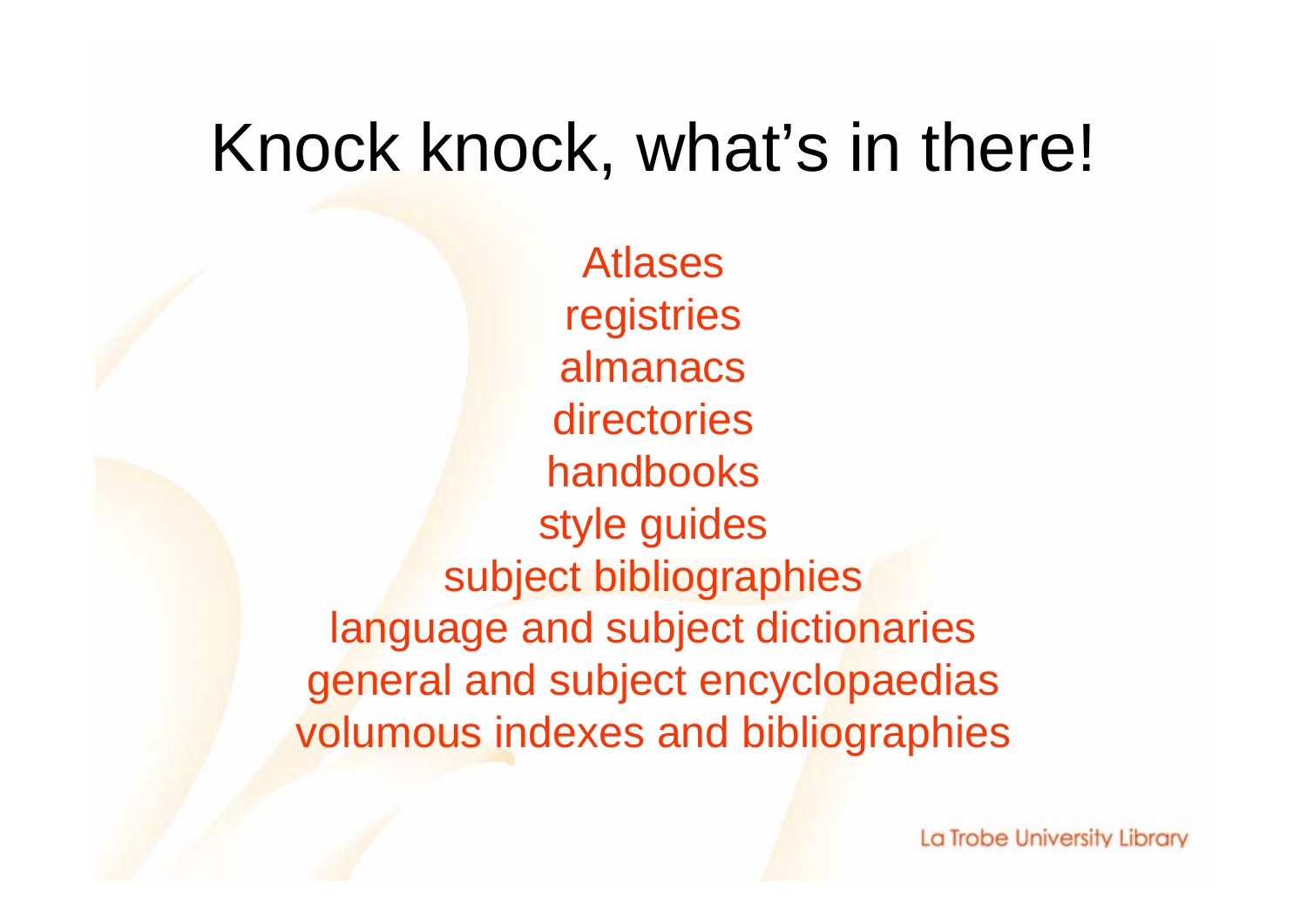# Knock knock, what's in there!

Atlases
registries
almanacs
directories
handbooks
style guides
subject bibliographies
language and subject dictionaries
general and subject encyclopaedias
volumous indexes and bibliographies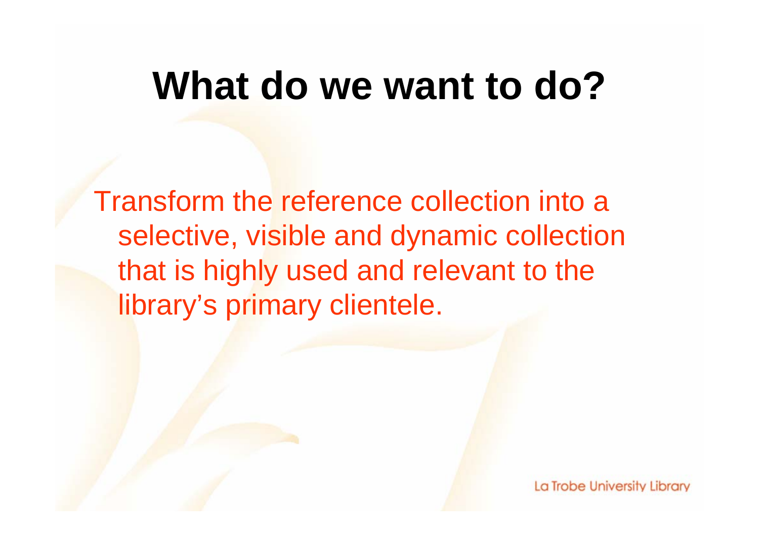# What do we want to do?

Transform the reference collection into a selective, visible and dynamic collection that is highly used and relevant to the library's primary clientele.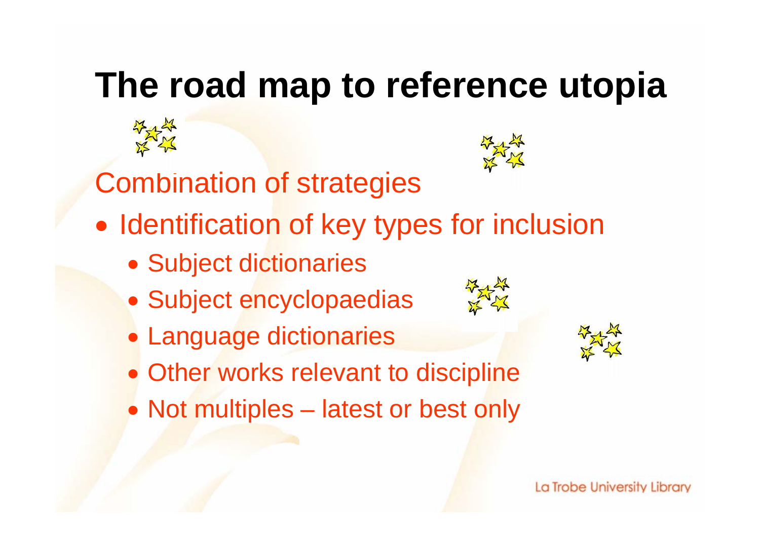# The road map to reference utopia

Combination of strategies

- Identification of key types for inclusion
  - Subject dictionaries
  - Subject encyclopaedias
  - Language dictionaries
  - Other works relevant to discipline
  - Not multiples – latest or best only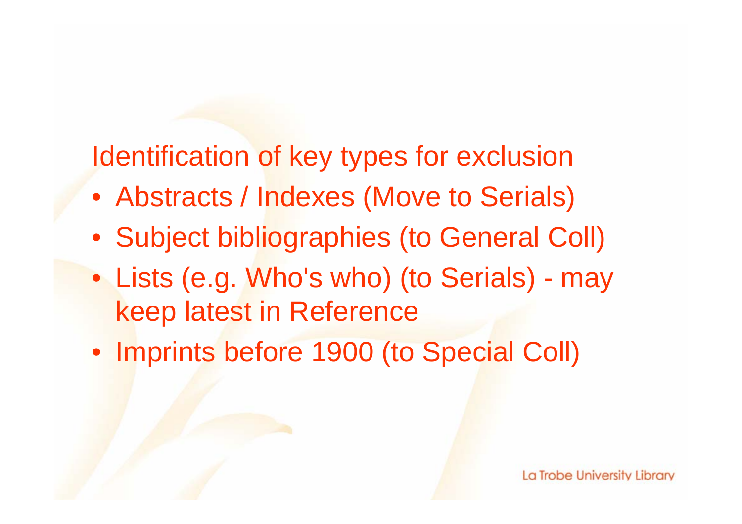Identification of key types for exclusion

- Abstracts / Indexes (Move to Serials)
- Subject bibliographies (to General Coll)
- Lists (e.g. Who's who) (to Serials) - may keep latest in Reference
- Imprints before 1900 (to Special Coll)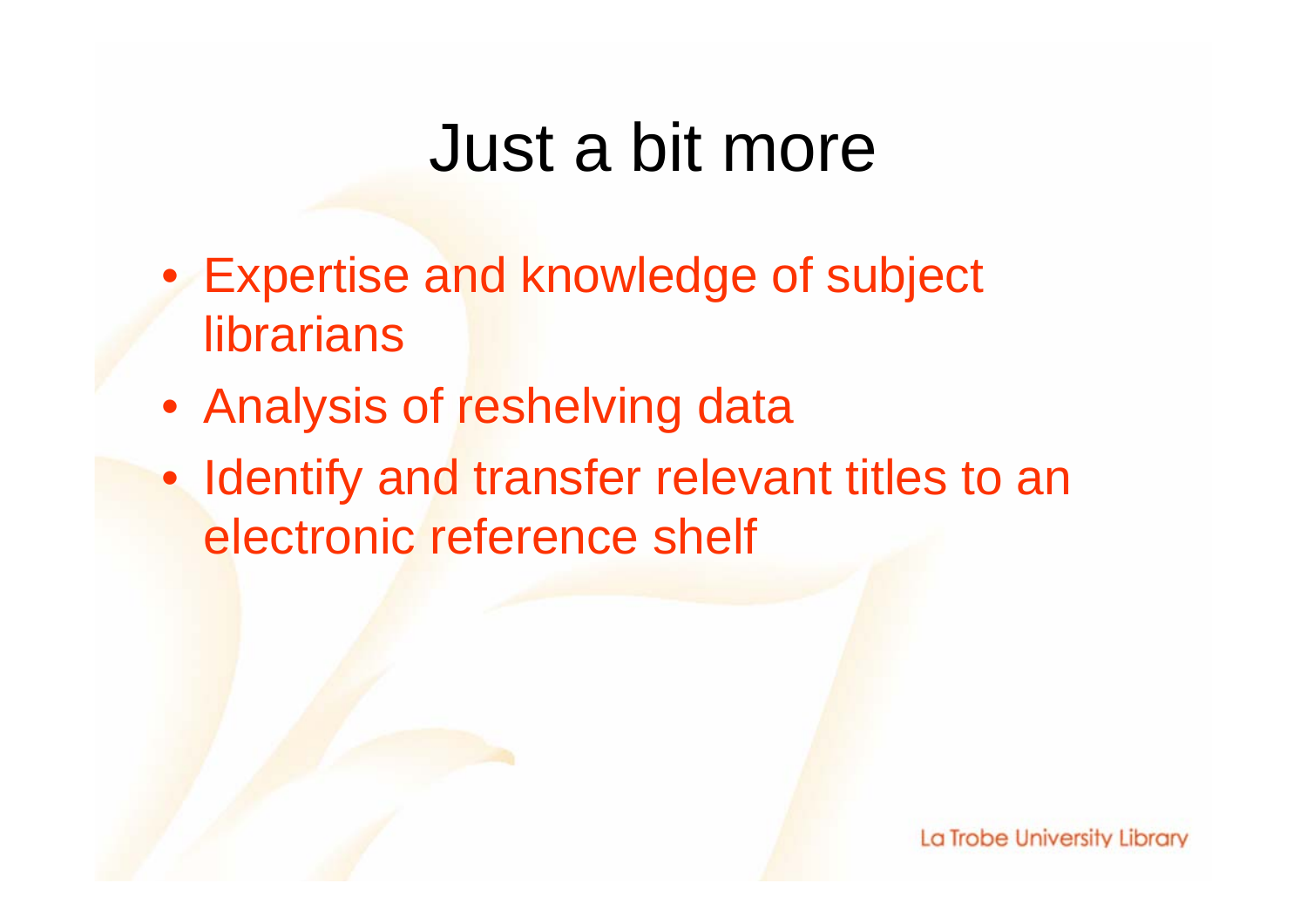# Just a bit more

- Expertise and knowledge of subject librarians
- Analysis of reshelving data
- Identify and transfer relevant titles to an electronic reference shelf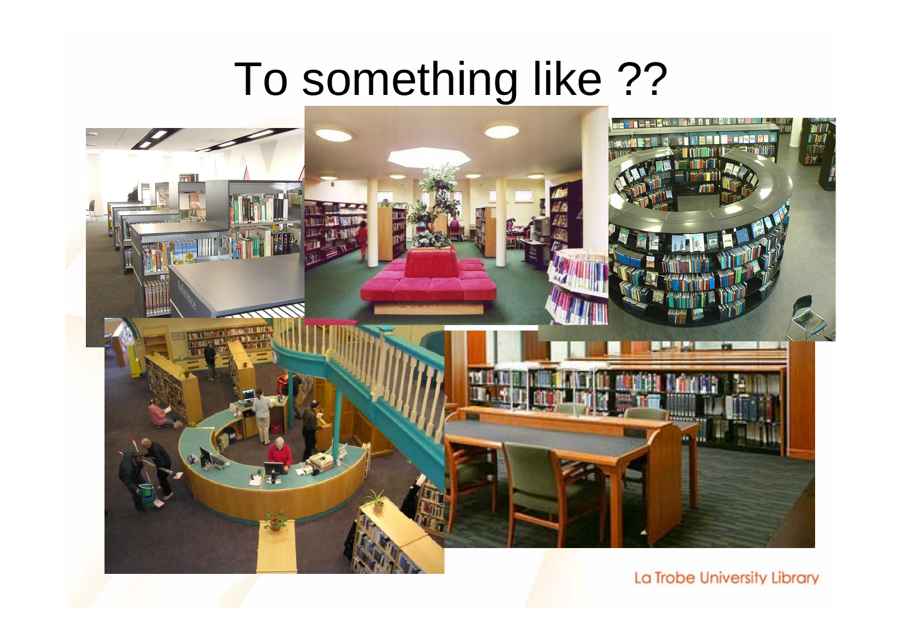# To something like ??

La Trobe University Library